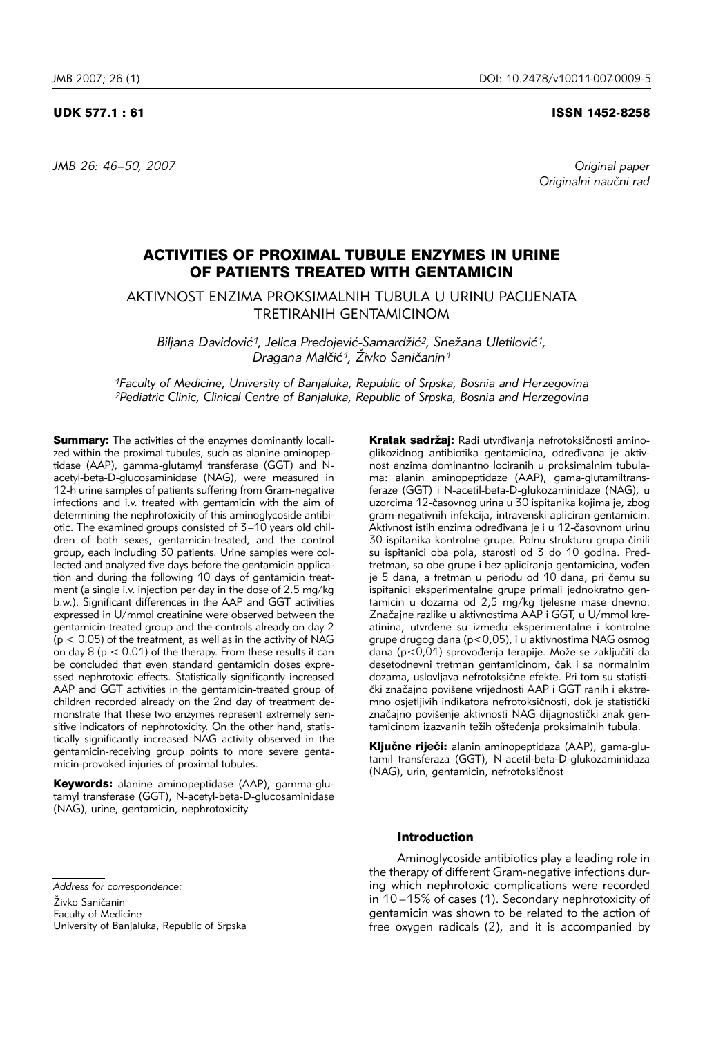UDK 577.1 : 61 ISSN 1452-8258

*Original paper*
*Originalni naučni rad*

# ACTIVITIES OF PROXIMAL TUBULE ENZYMES IN URINE OF PATIENTS TREATED WITH GENTAMICIN

## AKTIVNOST ENZIMA PROKSIMALNIH TUBULA U URINU PACIJENATA TRETIRANIH GENTAMICINOM

*Biljana Davidović[1], Jelica Predojević-Samardžić[2], Snežana Uletilović[1], Dragana Malčić[1], Živko Saničanin[1]*

[1]*Faculty of Medicine, University of Banjaluka, Republic of Srpska, Bosnia and Herzegovina*
[2]*Pediatric Clinic, Clinical Centre of Banjaluka, Republic of Srpska, Bosnia and Herzegovina*

**Summary:** The activities of the enzymes dominantly localized within the proximal tubules, such as alanine aminopeptidase (AAP), gamma-glutamyl transferase (GGT) and N-acetyl-beta-D-glucosaminidase (NAG), were measured in 12-h urine samples of patients suffering from Gram-negative infections and i.v. treated with gentamicin with the aim of determining the nephrotoxicity of this aminoglycoside antibiotic. The examined groups consisted of 3–10 years old children of both sexes, gentamicin-treated, and the control group, each including 30 patients. Urine samples were collected and analyzed five days before the gentamicin application and during the following 10 days of gentamicin treatment (a single i.v. injection per day in the dose of 2.5 mg/kg b.w.). Significant differences in the AAP and GGT activities expressed in U/mmol creatinine were observed between the gentamicin-treated group and the controls already on day 2 ($p < 0.05$) of the treatment, as well as in the activity of NAG on day 8 ($p < 0.01$) of the therapy. From these results it can be concluded that even standard gentamicin doses expressed nephrotoxic effects. Statistically significantly increased AAP and GGT activities in the gentamicin-treated group of children recorded already on the 2nd day of treatment demonstrate that these two enzymes represent extremely sensitive indicators of nephrotoxicity. On the other hand, statistically significantly increased NAG activity observed in the gentamicin-receiving group points to more severe gentamicin-provoked injuries of proximal tubules.

**Keywords:** alanine aminopeptidase (AAP), gamma-glutamyl transferase (GGT), N-acetyl-beta-D-glucosaminidase (NAG), urine, gentamicin, nephrotoxicity

**Kratak sadržaj:** Radi utvrđivanja nefrotoksičnosti aminoglikozidnog antibiotika gentamicina, određivana je aktivnost enzima dominantno lociranih u proksimalnim tubulama: alanin aminopeptidaze (AAP), gama-glutamiltransferaze (GGT) i N-acetil-beta-D-glukozaminidaze (NAG), u uzorcima 12-časovnog urina u 30 ispitanika kojima je, zbog gram-negativnih infekcija, intravenski apliciran gentamicin. Aktivnost istih enzima određivana je i u 12-časovnom urinu 30 ispitanika kontrolne grupe. Polnu strukturu grupa činili su ispitanici oba pola, starosti od 3 do 10 godina. Predtretman, sa obe grupe i bez apliciranja gentamicina, vođen je 5 dana, a tretman u periodu od 10 dana, pri čemu su ispitanici eksperimentalne grupe primali jednokratno gentamicin u dozama od 2,5 mg/kg tjelesne mase dnevno. Značajne razlike u aktivnostima AAP i GGT, u U/mmol kreatinina, utvrđene su između eksperimentalne i kontrolne grupe drugog dana ($p<0,05$), i u aktivnostima NAG osmog dana ($p<0,01$) sprovođenja terapije. Može se zaključiti da desetodnevni tretman gentamicinom, čak i sa normalnim dozama, uslovljava nefrotoksične efekte. Pri tom su statistički značajno povišene vrijednosti AAP i GGT ranih i ekstremno osjetljivih indikatora nefrotoksičnosti, dok je statistički značajno povišenje aktivnosti NAG dijagnostički znak gentamicinom izazvanih težih oštećenja proksimalnih tubula.

**Ključne riječi:** alanin aminopeptidaza (AAP), gama-glutamil transferaza (GGT), N-acetil-beta-D-glukozaminidaza (NAG), urin, gentamicin, nefrotoksičnost

*Address for correspondence:*
Živko Saničanin
Faculty of Medicine
University of Banjaluka, Republic of Srpska

### Introduction

Aminoglycoside antibiotics play a leading role in the therapy of different Gram-negative infections during which nephrotoxic complications were recorded in 10–15% of cases (1). Secondary nephrotoxicity of gentamicin was shown to be related to the action of free oxygen radicals (2), and it is accompanied by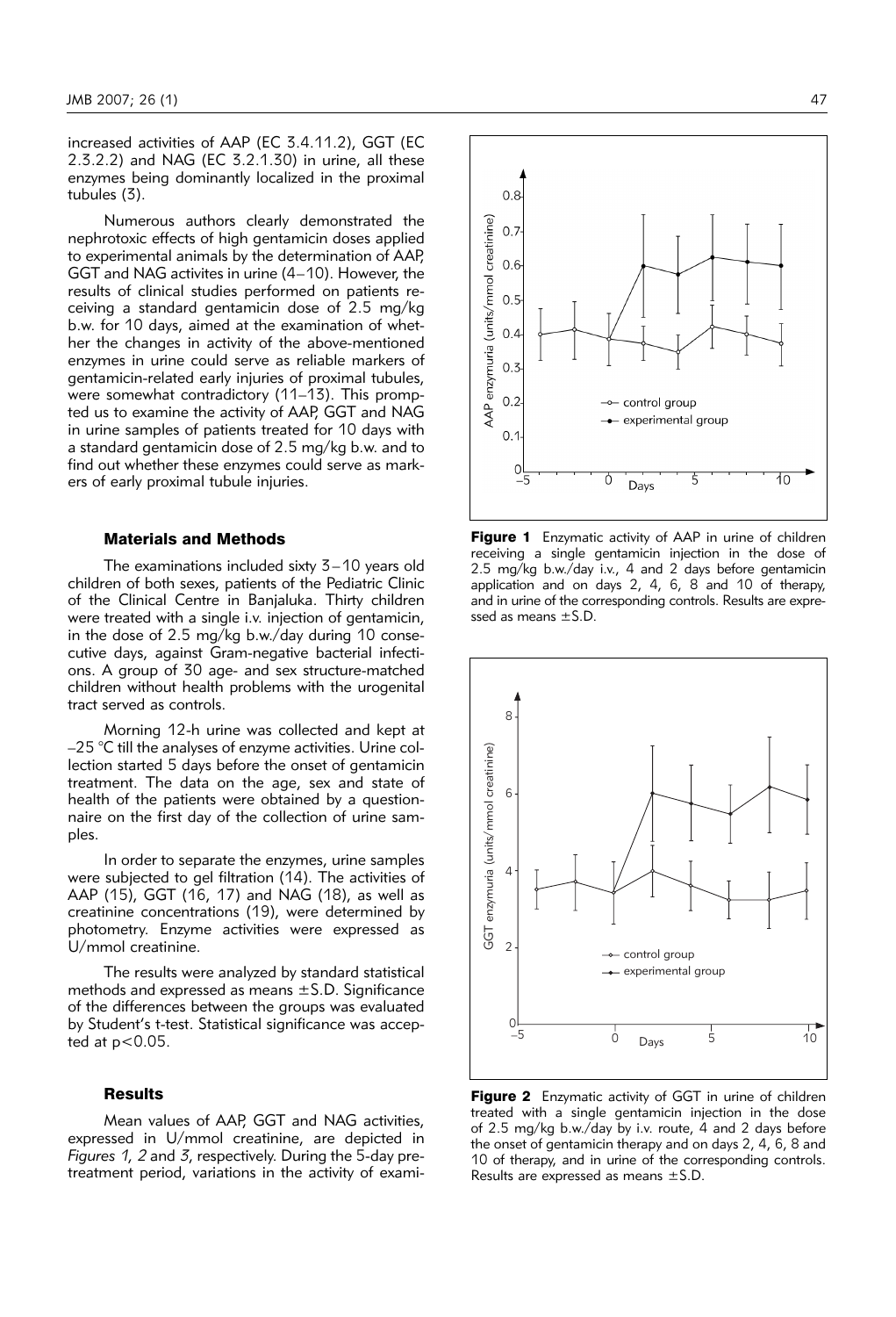increased activities of AAP (EC 3.4.11.2), GGT (EC 2.3.2.2) and NAG (EC 3.2.1.30) in urine, all these enzymes being dominantly localized in the proximal tubules (3).

Numerous authors clearly demonstrated the nephrotoxic effects of high gentamicin doses applied to experimental animals by the determination of AAP, GGT and NAG activites in urine (4–10). However, the results of clinical studies performed on patients receiving a standard gentamicin dose of 2.5 mg/kg b.w. for 10 days, aimed at the examination of whether the changes in activity of the above-mentioned enzymes in urine could serve as reliable markers of gentamicin-related early injuries of proximal tubules, were somewhat contradictory (11–13). This prompted us to examine the activity of AAP, GGT and NAG in urine samples of patients treated for 10 days with a standard gentamicin dose of 2.5 mg/kg b.w. and to find out whether these enzymes could serve as markers of early proximal tubule injuries.

## Materials and Methods

The examinations included sixty 3–10 years old children of both sexes, patients of the Pediatric Clinic of the Clinical Centre in Banjaluka. Thirty children were treated with a single i.v. injection of gentamicin, in the dose of 2.5 mg/kg b.w./day during 10 consecutive days, against Gram-negative bacterial infections. A group of 30 age- and sex structure-matched children without health problems with the urogenital tract served as controls.

Morning 12-h urine was collected and kept at –25 °C till the analyses of enzyme activities. Urine collection started 5 days before the onset of gentamicin treatment. The data on the age, sex and state of health of the patients were obtained by a questionnaire on the first day of the collection of urine samples.

In order to separate the enzymes, urine samples were subjected to gel filtration (14). The activities of AAP (15), GGT (16, 17) and NAG (18), as well as creatinine concentrations (19), were determined by photometry. Enzyme activities were expressed as U/mmol creatinine.

The results were analyzed by standard statistical methods and expressed as means ±S.D. Significance of the differences between the groups was evaluated by Student's t-test. Statistical significance was accepted at $p<0.05$.

## Results

Mean values of AAP, GGT and NAG activities, expressed in U/mmol creatinine, are depicted in *Figures 1, 2* and *3*, respectively. During the 5-day pretreatment period, variations in the activity of exami-

**Figure 1** Enzymatic activity of AAP in urine of children receiving a single gentamicin injection in the dose of 2.5 mg/kg b.w./day i.v., 4 and 2 days before gentamicin application and on days 2, 4, 6, 8 and 10 of therapy, and in urine of the corresponding controls. Results are expressed as means ±S.D.

**Figure 2** Enzymatic activity of GGT in urine of children treated with a single gentamicin injection in the dose of 2.5 mg/kg b.w./day by i.v. route, 4 and 2 days before the onset of gentamicin therapy and on days 2, 4, 6, 8 and 10 of therapy, and in urine of the corresponding controls. Results are expressed as means ±S.D.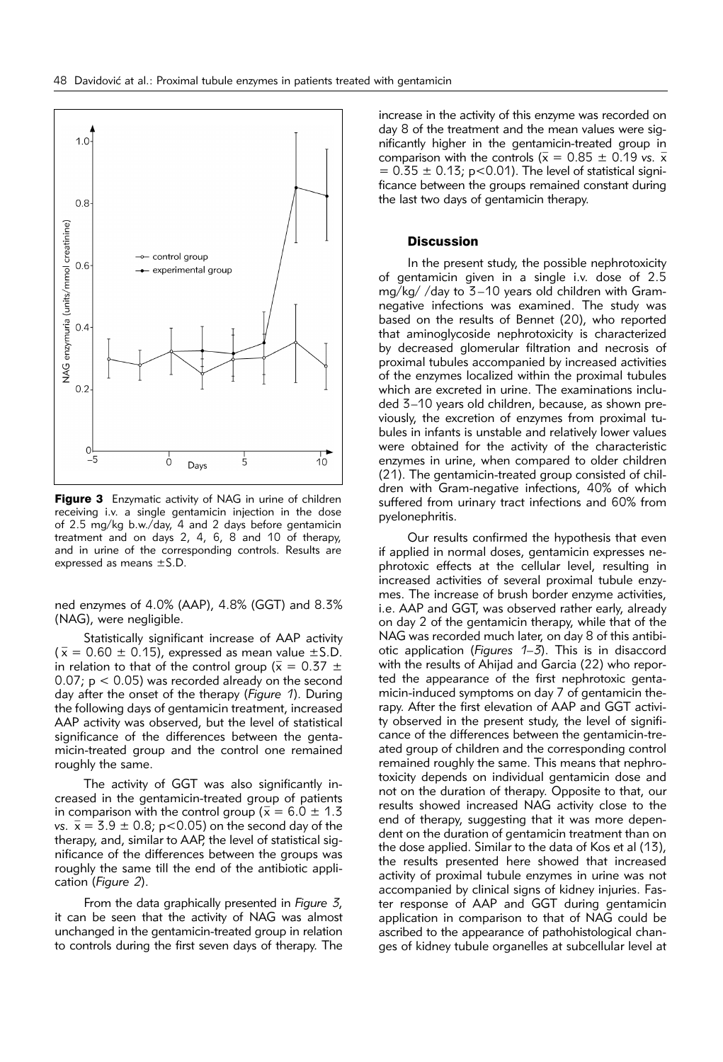**Figure 3** Enzymatic activity of NAG in urine of children receiving i.v. a single gentamicin injection in the dose of 2.5 mg/kg b.w./day, 4 and 2 days before gentamicin treatment and on days 2, 4, 6, 8 and 10 of therapy, and in urine of the corresponding controls. Results are expressed as means ±S.D.

ned enzymes of 4.0% (AAP), 4.8% (GGT) and 8.3% (NAG), were negligible.

Statistically significant increase of AAP activity ($\bar{x} = 0.60 \pm 0.15$), expressed as mean value ±S.D. in relation to that of the control group ($\bar{x} = 0.37 \pm 0.07$; $p < 0.05$) was recorded already on the second day after the onset of the therapy (*Figure 1*). During the following days of gentamicin treatment, increased AAP activity was observed, but the level of statistical significance of the differences between the gentamicin-treated group and the control one remained roughly the same.

The activity of GGT was also significantly increased in the gentamicin-treated group of patients in comparison with the control group ($\bar{x} = 6.0 \pm 1.3$ vs. $\bar{x} = 3.9 \pm 0.8$; $p<0.05$) on the second day of the therapy, and, similar to AAP, the level of statistical significance of the differences between the groups was roughly the same till the end of the antibiotic application (*Figure 2*).

From the data graphically presented in *Figure 3*, it can be seen that the activity of NAG was almost unchanged in the gentamicin-treated group in relation to controls during the first seven days of therapy. The increase in the activity of this enzyme was recorded on day 8 of the treatment and the mean values were significantly higher in the gentamicin-treated group in comparison with the controls ($\bar{x} = 0.85 \pm 0.19$ vs. $\bar{x} = 0.35 \pm 0.13$; $p<0.01$). The level of statistical significance between the groups remained constant during the last two days of gentamicin therapy.

## Discussion

In the present study, the possible nephrotoxicity of gentamicin given in a single i.v. dose of 2.5 mg/kg/ /day to 3–10 years old children with Gram-negative infections was examined. The study was based on the results of Bennet (20), who reported that aminoglycoside nephrotoxicity is characterized by decreased glomerular filtration and necrosis of proximal tubules accompanied by increased activities of the enzymes localized within the proximal tubules which are excreted in urine. The examinations included 3–10 years old children, because, as shown previously, the excretion of enzymes from proximal tubules in infants is unstable and relatively lower values were obtained for the activity of the characteristic enzymes in urine, when compared to older children (21). The gentamicin-treated group consisted of children with Gram-negative infections, 40% of which suffered from urinary tract infections and 60% from pyelonephritis.

Our results confirmed the hypothesis that even if applied in normal doses, gentamicin expresses nephrotoxic effects at the cellular level, resulting in increased activities of several proximal tubule enzymes. The increase of brush border enzyme activities, i.e. AAP and GGT, was observed rather early, already on day 2 of the gentamicin therapy, while that of the NAG was recorded much later, on day 8 of this antibiotic application (*Figures 1–3*). This is in disaccord with the results of Ahijad and Garcia (22) who reported the appearance of the first nephrotoxic gentamicin-induced symptoms on day 7 of gentamicin therapy. After the first elevation of AAP and GGT activity observed in the present study, the level of significance of the differences between the gentamicin-treated group of children and the corresponding control remained roughly the same. This means that nephrotoxicity depends on individual gentamicin dose and not on the duration of therapy. Opposite to that, our results showed increased NAG activity close to the end of therapy, suggesting that it was more dependent on the duration of gentamicin treatment than on the dose applied. Similar to the data of Kos et al (13), the results presented here showed that increased activity of proximal tubule enzymes in urine was not accompanied by clinical signs of kidney injuries. Faster response of AAP and GGT during gentamicin application in comparison to that of NAG could be ascribed to the appearance of pathohistological changes of kidney tubule organelles at subcellular level at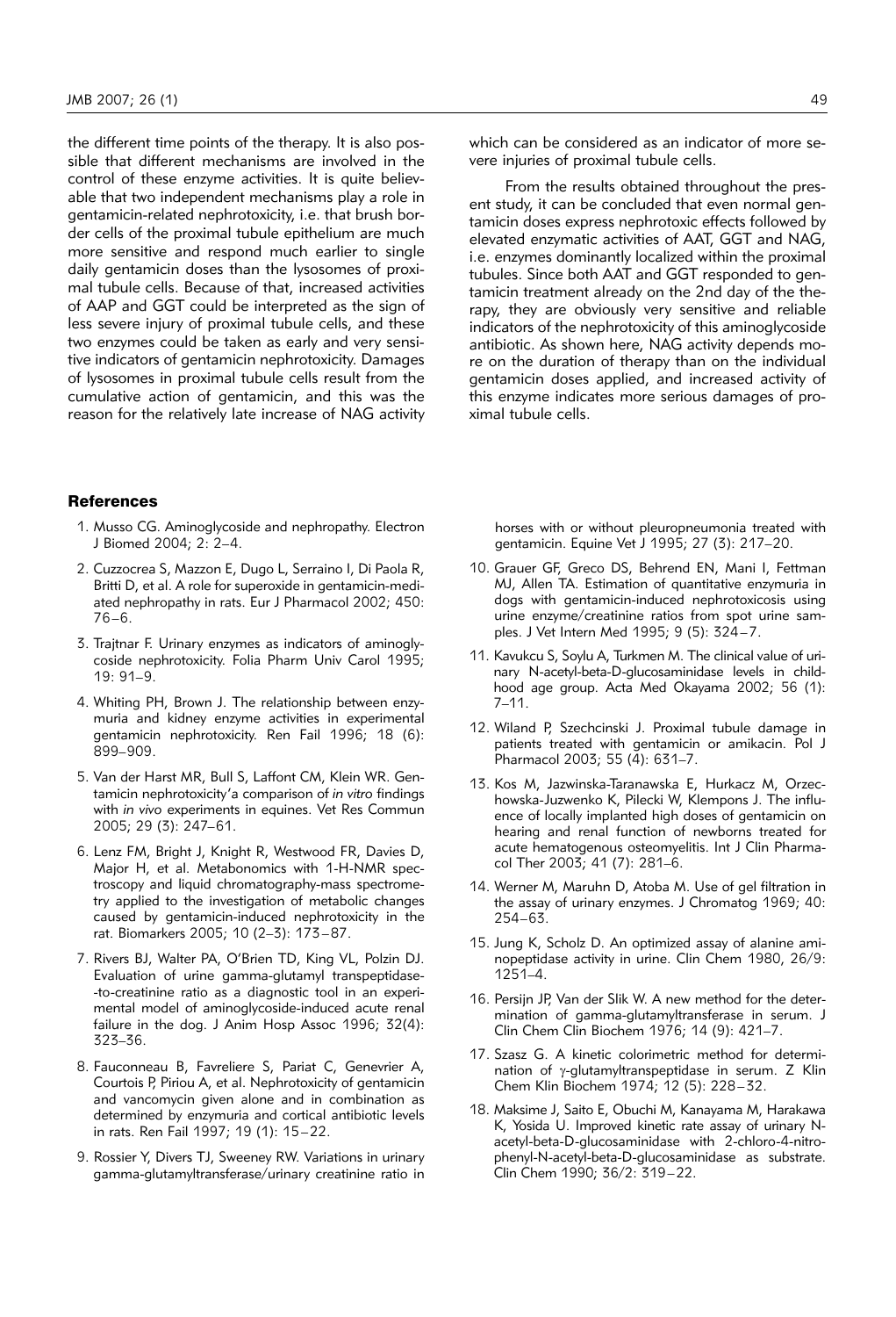the different time points of the therapy. It is also possible that different mechanisms are involved in the control of these enzyme activities. It is quite believable that two independent mechanisms play a role in gentamicin-related nephrotoxicity, i.e. that brush border cells of the proximal tubule epithelium are much more sensitive and respond much earlier to single daily gentamicin doses than the lysosomes of proximal tubule cells. Because of that, increased activities of AAP and GGT could be interpreted as the sign of less severe injury of proximal tubule cells, and these two enzymes could be taken as early and very sensitive indicators of gentamicin nephrotoxicity. Damages of lysosomes in proximal tubule cells result from the cumulative action of gentamicin, and this was the reason for the relatively late increase of NAG activity which can be considered as an indicator of more severe injuries of proximal tubule cells.

From the results obtained throughout the present study, it can be concluded that even normal gentamicin doses express nephrotoxic effects followed by elevated enzymatic activities of AAT, GGT and NAG, i.e. enzymes dominantly localized within the proximal tubules. Since both AAT and GGT responded to gentamicin treatment already on the 2nd day of the therapy, they are obviously very sensitive and reliable indicators of the nephrotoxicity of this aminoglycoside antibiotic. As shown here, NAG activity depends more on the duration of therapy than on the individual gentamicin doses applied, and increased activity of this enzyme indicates more serious damages of proximal tubule cells.

## References

1. Musso CG. Aminoglycoside and nephropathy. Electron J Biomed 2004; 2: 2–4.
2. Cuzzocrea S, Mazzon E, Dugo L, Serraino I, Di Paola R, Britti D, et al. A role for superoxide in gentamicin-mediated nephropathy in rats. Eur J Pharmacol 2002; 450: 76–6.
3. Trajtnar F. Urinary enzymes as indicators of aminoglycoside nephrotoxicity. Folia Pharm Univ Carol 1995; 19: 91–9.
4. Whiting PH, Brown J. The relationship between enzymuria and kidney enzyme activities in experimental gentamicin nephrotoxicity. Ren Fail 1996; 18 (6): 899–909.
5. Van der Harst MR, Bull S, Laffont CM, Klein WR. Gentamicin nephrotoxicity'a comparison of *in vitro* findings with *in vivo* experiments in equines. Vet Res Commun 2005; 29 (3): 247–61.
6. Lenz FM, Bright J, Knight R, Westwood FR, Davies D, Major H, et al. Metabonomics with 1-H-NMR spectroscopy and liquid chromatography-mass spectrometry applied to the investigation of metabolic changes caused by gentamicin-induced nephrotoxicity in the rat. Biomarkers 2005; 10 (2–3): 173–87.
7. Rivers BJ, Walter PA, O'Brien TD, King VL, Polzin DJ. Evaluation of urine gamma-glutamyl transpeptidase-to-creatinine ratio as a diagnostic tool in an experimental model of aminoglycoside-induced acute renal failure in the dog. J Anim Hosp Assoc 1996; 32(4): 323–36.
8. Fauconneau B, Favreliere S, Pariat C, Genevrier A, Courtois P, Piriou A, et al. Nephrotoxicity of gentamicin and vancomycin given alone and in combination as determined by enzymuria and cortical antibiotic levels in rats. Ren Fail 1997; 19 (1): 15–22.
9. Rossier Y, Divers TJ, Sweeney RW. Variations in urinary gamma-glutamyltransferase/urinary creatinine ratio in horses with or without pleuropneumonia treated with gentamicin. Equine Vet J 1995; 27 (3): 217–20.
10. Grauer GF, Greco DS, Behrend EN, Mani I, Fettman MJ, Allen TA. Estimation of quantitative enzymuria in dogs with gentamicin-induced nephrotoxicosis using urine enzyme/creatinine ratios from spot urine samples. J Vet Intern Med 1995; 9 (5): 324–7.
11. Kavukcu S, Soylu A, Turkmen M. The clinical value of urinary N-acetyl-beta-D-glucosaminidase levels in childhood age group. Acta Med Okayama 2002; 56 (1): 7–11.
12. Wiland P, Szechcinski J. Proximal tubule damage in patients treated with gentamicin or amikacin. Pol J Pharmacol 2003; 55 (4): 631–7.
13. Kos M, Jazwinska-Taranawska E, Hurkacz M, Orzechowska-Juzwenko K, Pilecki W, Klempons J. The influence of locally implanted high doses of gentamicin on hearing and renal function of newborns treated for acute hematogenous osteomyelitis. Int J Clin Pharmacol Ther 2003; 41 (7): 281–6.
14. Werner M, Maruhn D, Atoba M. Use of gel filtration in the assay of urinary enzymes. J Chromatog 1969; 40: 254–63.
15. Jung K, Scholz D. An optimized assay of alanine aminopeptidase activity in urine. Clin Chem 1980, 26/9: 1251–4.
16. Persijn JP, Van der Slik W. A new method for the determination of gamma-glutamyltransferase in serum. J Clin Chem Clin Biochem 1976; 14 (9): 421–7.
17. Szasz G. A kinetic colorimetric method for determination of $\gamma$-glutamyltranspeptidase in serum. Z Klin Chem Klin Biochem 1974; 12 (5): 228–32.
18. Maksime J, Saito E, Obuchi M, Kanayama M, Harakawa K, Yosida U. Improved kinetic rate assay of urinary N-acetyl-beta-D-glucosaminidase with 2-chloro-4-nitrophenyl-N-acetyl-beta-D-glucosaminidase as substrate. Clin Chem 1990; 36/2: 319–22.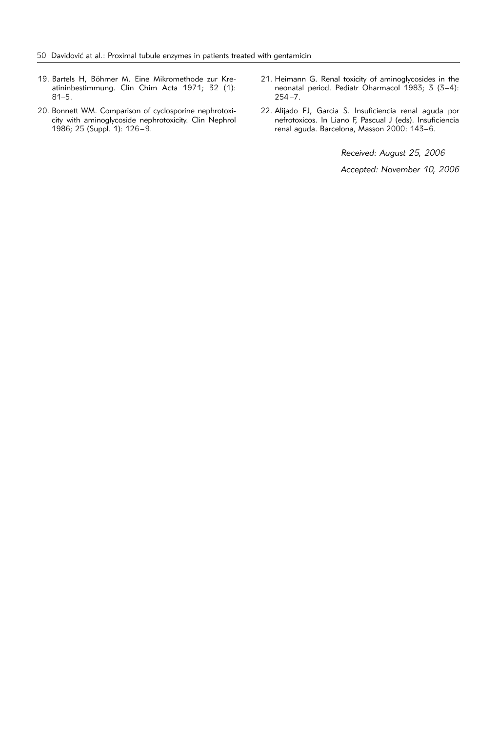19. Bartels H, Böhmer M. Eine Mikromethode zur Kreatininbestimmung. Clin Chim Acta 1971; 32 (1): 81–5.

20. Bonnett WM. Comparison of cyclosporine nephrotoxicity with aminoglycoside nephrotoxicity. Clin Nephrol 1986; 25 (Suppl. 1): 126–9.

21. Heimann G. Renal toxicity of aminoglycosides in the neonatal period. Pediatr Oharmacol 1983; 3 (3–4): 254–7.

22. Alijado FJ, Garcia S. Insuficiencia renal aguda por nefrotoxicos. In Liano F, Pascual J (eds). Insuficiencia renal aguda. Barcelona, Masson 2000: 143–6.

*Received: August 25, 2006*

*Accepted: November 10, 2006*